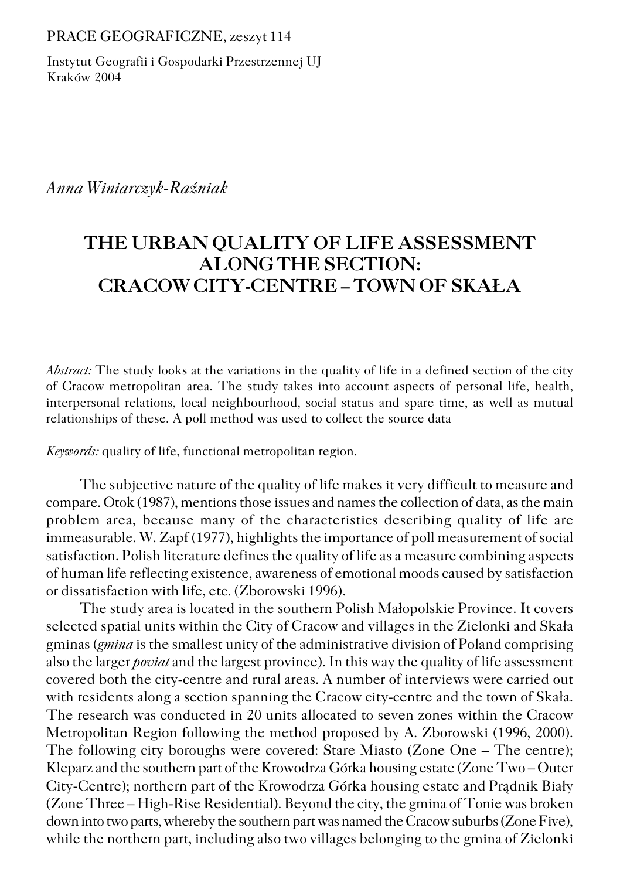PRACE GEOGRAFICZNE, zeszyt 114

Instytut Geografii i Gospodarki Przestrzennej UJ
Kraków 2004

*Anna Winiarczyk-Raźniak*

# THE URBAN QUALITY OF LIFE ASSESSMENT ALONG THE SECTION: CRACOW CITY-CENTRE – TOWN OF SKAŁA

*Abstract:* The study looks at the variations in the quality of life in a defined section of the city of Cracow metropolitan area. The study takes into account aspects of personal life, health, interpersonal relations, local neighbourhood, social status and spare time, as well as mutual relationships of these. A poll method was used to collect the source data

*Keywords:* quality of life, functional metropolitan region.

The subjective nature of the quality of life makes it very difficult to measure and compare. Otok (1987), mentions those issues and names the collection of data, as the main problem area, because many of the characteristics describing quality of life are immeasurable. W. Zapf (1977), highlights the importance of poll measurement of social satisfaction. Polish literature defines the quality of life as a measure combining aspects of human life reflecting existence, awareness of emotional moods caused by satisfaction or dissatisfaction with life, etc. (Zborowski 1996).

The study area is located in the southern Polish Małopolskie Province. It covers selected spatial units within the City of Cracow and villages in the Zielonki and Skała gminas (*gmina* is the smallest unity of the administrative division of Poland comprising also the larger *poviat* and the largest province). In this way the quality of life assessment covered both the city-centre and rural areas. A number of interviews were carried out with residents along a section spanning the Cracow city-centre and the town of Skała. The research was conducted in 20 units allocated to seven zones within the Cracow Metropolitan Region following the method proposed by A. Zborowski (1996, 2000). The following city boroughs were covered: Stare Miasto (Zone One – The centre); Kleparz and the southern part of the Krowodrza Górka housing estate (Zone Two – Outer City-Centre); northern part of the Krowodrza Górka housing estate and Prądnik Biały (Zone Three – High-Rise Residential). Beyond the city, the gmina of Tonie was broken down into two parts, whereby the southern part was named the Cracow suburbs (Zone Five), while the northern part, including also two villages belonging to the gmina of Zielonki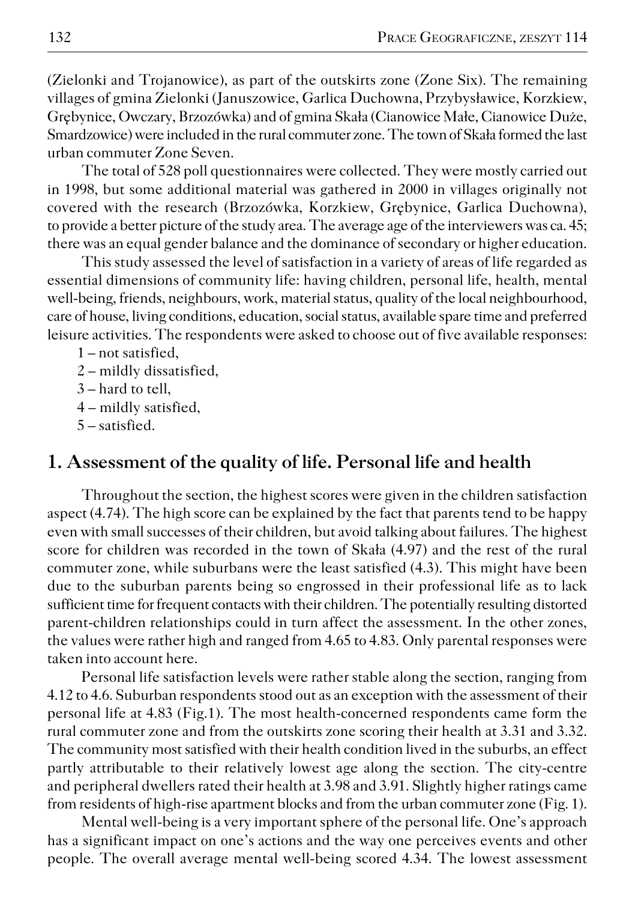(Zielonki and Trojanowice), as part of the outskirts zone (Zone Six). The remaining villages of gmina Zielonki (Januszowice, Garlica Duchowna, Przybysławice, Korzkiew, Grębynice, Owczary, Brzozówka) and of gmina Skała (Cianowice Małe, Cianowice Duże, Smardzowice) were included in the rural commuter zone. The town of Skała formed the last urban commuter Zone Seven.

The total of 528 poll questionnaires were collected. They were mostly carried out in 1998, but some additional material was gathered in 2000 in villages originally not covered with the research (Brzozówka, Korzkiew, Grębynice, Garlica Duchowna), to provide a better picture of the study area. The average age of the interviewers was ca. 45; there was an equal gender balance and the dominance of secondary or higher education.

This study assessed the level of satisfaction in a variety of areas of life regarded as essential dimensions of community life: having children, personal life, health, mental well-being, friends, neighbours, work, material status, quality of the local neighbourhood, care of house, living conditions, education, social status, available spare time and preferred leisure activities. The respondents were asked to choose out of five available responses:

1 – not satisfied,
2 – mildly dissatisfied,
3 – hard to tell,
4 – mildly satisfied,
5 – satisfied.

## 1. Assessment of the quality of life. Personal life and health

Throughout the section, the highest scores were given in the children satisfaction aspect (4.74). The high score can be explained by the fact that parents tend to be happy even with small successes of their children, but avoid talking about failures. The highest score for children was recorded in the town of Skała (4.97) and the rest of the rural commuter zone, while suburbans were the least satisfied (4.3). This might have been due to the suburban parents being so engrossed in their professional life as to lack sufficient time for frequent contacts with their children. The potentially resulting distorted parent-children relationships could in turn affect the assessment. In the other zones, the values were rather high and ranged from 4.65 to 4.83. Only parental responses were taken into account here.

Personal life satisfaction levels were rather stable along the section, ranging from 4.12 to 4.6. Suburban respondents stood out as an exception with the assessment of their personal life at 4.83 (Fig.1). The most health-concerned respondents came form the rural commuter zone and from the outskirts zone scoring their health at 3.31 and 3.32. The community most satisfied with their health condition lived in the suburbs, an effect partly attributable to their relatively lowest age along the section. The city-centre and peripheral dwellers rated their health at 3.98 and 3.91. Slightly higher ratings came from residents of high-rise apartment blocks and from the urban commuter zone (Fig. 1).

Mental well-being is a very important sphere of the personal life. One's approach has a significant impact on one's actions and the way one perceives events and other people. The overall average mental well-being scored 4.34. The lowest assessment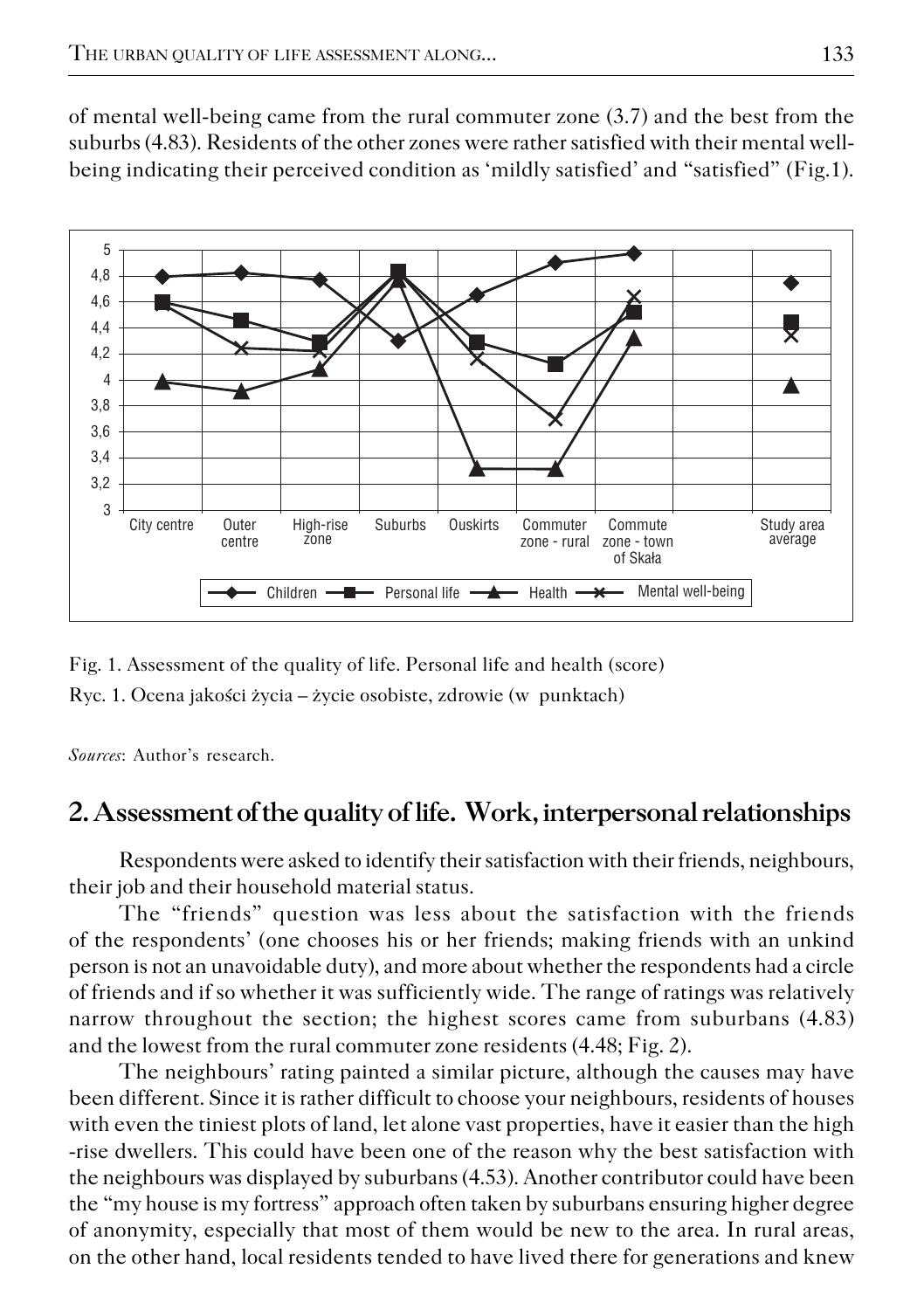of mental well-being came from the rural commuter zone (3.7) and the best from the suburbs (4.83). Residents of the other zones were rather satisfied with their mental well-being indicating their perceived condition as 'mildly satisfied' and "satisfied" (Fig.1).

Fig. 1. Assessment of the quality of life. Personal life and health (score)

Ryc. 1. Ocena jakości życia – życie osobiste, zdrowie (w punktach)

*Sources*: Author's research.

## 2. Assessment of the quality of life. Work, interpersonal relationships

Respondents were asked to identify their satisfaction with their friends, neighbours, their job and their household material status.

The "friends" question was less about the satisfaction with the friends of the respondents' (one chooses his or her friends; making friends with an unkind person is not an unavoidable duty), and more about whether the respondents had a circle of friends and if so whether it was sufficiently wide. The range of ratings was relatively narrow throughout the section; the highest scores came from suburbans (4.83) and the lowest from the rural commuter zone residents (4.48; Fig. 2).

The neighbours' rating painted a similar picture, although the causes may have been different. Since it is rather difficult to choose your neighbours, residents of houses with even the tiniest plots of land, let alone vast properties, have it easier than the high -rise dwellers. This could have been one of the reason why the best satisfaction with the neighbours was displayed by suburbans (4.53). Another contributor could have been the "my house is my fortress" approach often taken by suburbans ensuring higher degree of anonymity, especially that most of them would be new to the area. In rural areas, on the other hand, local residents tended to have lived there for generations and knew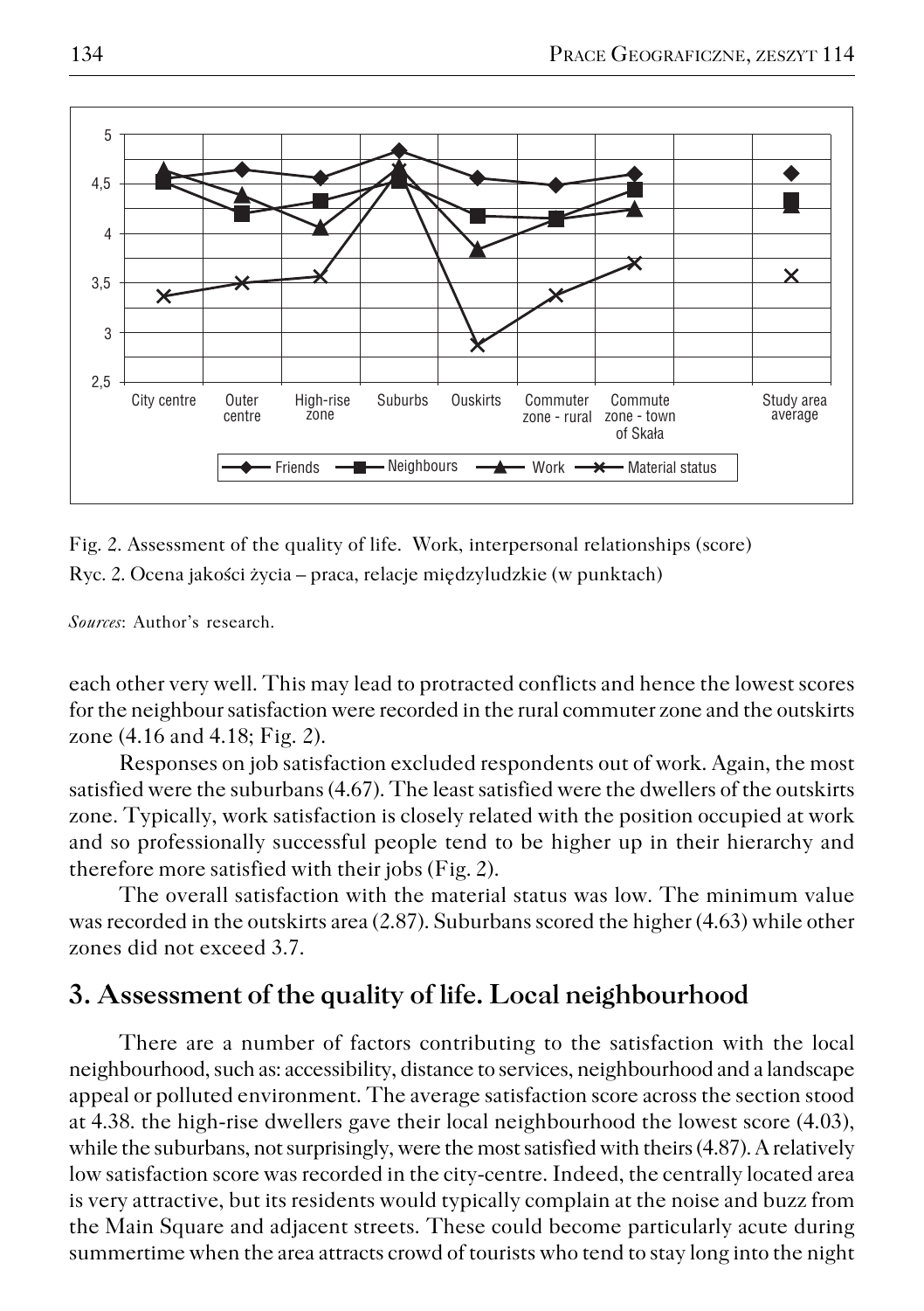Fig. 2. Assessment of the quality of life. Work, interpersonal relationships (score)

Ryc. 2. Ocena jakości życia – praca, relacje międzyludzkie (w punktach)

*Sources*: Author's research.

each other very well. This may lead to protracted conflicts and hence the lowest scores for the neighbour satisfaction were recorded in the rural commuter zone and the outskirts zone (4.16 and 4.18; Fig. 2).

Responses on job satisfaction excluded respondents out of work. Again, the most satisfied were the suburbans (4.67). The least satisfied were the dwellers of the outskirts zone. Typically, work satisfaction is closely related with the position occupied at work and so professionally successful people tend to be higher up in their hierarchy and therefore more satisfied with their jobs (Fig. 2).

The overall satisfaction with the material status was low. The minimum value was recorded in the outskirts area (2.87). Suburbans scored the higher (4.63) while other zones did not exceed 3.7.

## 3. Assessment of the quality of life. Local neighbourhood

There are a number of factors contributing to the satisfaction with the local neighbourhood, such as: accessibility, distance to services, neighbourhood and a landscape appeal or polluted environment. The average satisfaction score across the section stood at 4.38. the high-rise dwellers gave their local neighbourhood the lowest score (4.03), while the suburbans, not surprisingly, were the most satisfied with theirs (4.87). A relatively low satisfaction score was recorded in the city-centre. Indeed, the centrally located area is very attractive, but its residents would typically complain at the noise and buzz from the Main Square and adjacent streets. These could become particularly acute during summertime when the area attracts crowd of tourists who tend to stay long into the night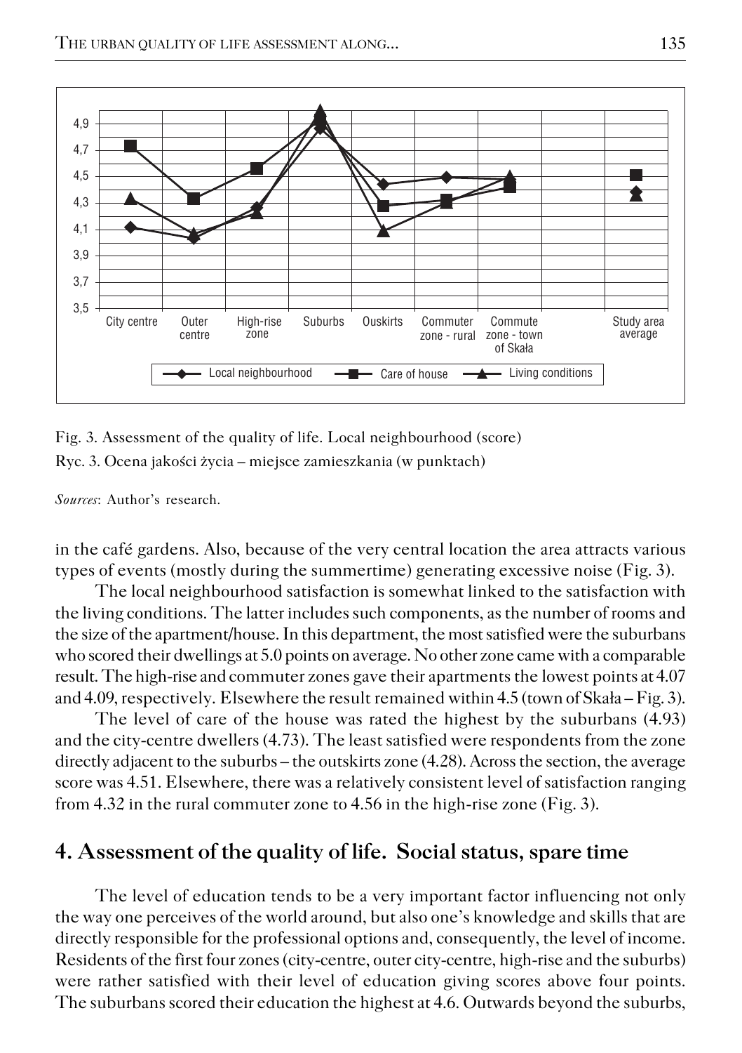Fig. 3. Assessment of the quality of life. Local neighbourhood (score)

Ryc. 3. Ocena jakości życia – miejsce zamieszkania (w punktach)

*Sources*: Author's research.

in the café gardens. Also, because of the very central location the area attracts various types of events (mostly during the summertime) generating excessive noise (Fig. 3).

The local neighbourhood satisfaction is somewhat linked to the satisfaction with the living conditions. The latter includes such components, as the number of rooms and the size of the apartment/house. In this department, the most satisfied were the suburbans who scored their dwellings at 5.0 points on average. No other zone came with a comparable result. The high-rise and commuter zones gave their apartments the lowest points at 4.07 and 4.09, respectively. Elsewhere the result remained within 4.5 (town of Skała – Fig. 3).

The level of care of the house was rated the highest by the suburbans (4.93) and the city-centre dwellers (4.73). The least satisfied were respondents from the zone directly adjacent to the suburbs – the outskirts zone (4.28). Across the section, the average score was 4.51. Elsewhere, there was a relatively consistent level of satisfaction ranging from 4.32 in the rural commuter zone to 4.56 in the high-rise zone (Fig. 3).

## 4. Assessment of the quality of life. Social status, spare time

The level of education tends to be a very important factor influencing not only the way one perceives of the world around, but also one's knowledge and skills that are directly responsible for the professional options and, consequently, the level of income. Residents of the first four zones (city-centre, outer city-centre, high-rise and the suburbs) were rather satisfied with their level of education giving scores above four points. The suburbans scored their education the highest at 4.6. Outwards beyond the suburbs,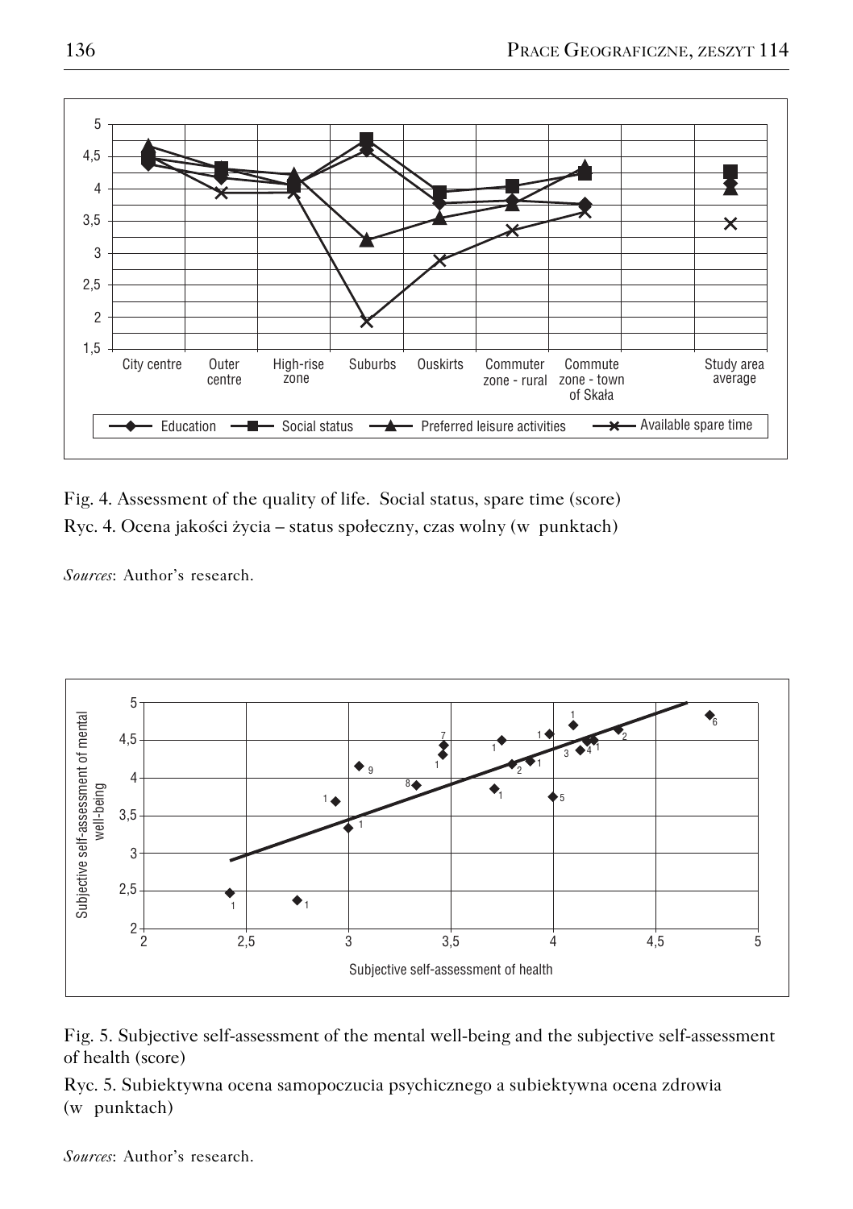Fig. 4. Assessment of the quality of life. Social status, spare time (score)

Ryc. 4. Ocena jakości życia – status społeczny, czas wolny (w punktach)

*Sources*: Author's research.

Fig. 5. Subjective self-assessment of the mental well-being and the subjective self-assessment of health (score)

Ryc. 5. Subiektywna ocena samopoczucia psychicznego a subiektywna ocena zdrowia (w punktach)

*Sources*: Author's research.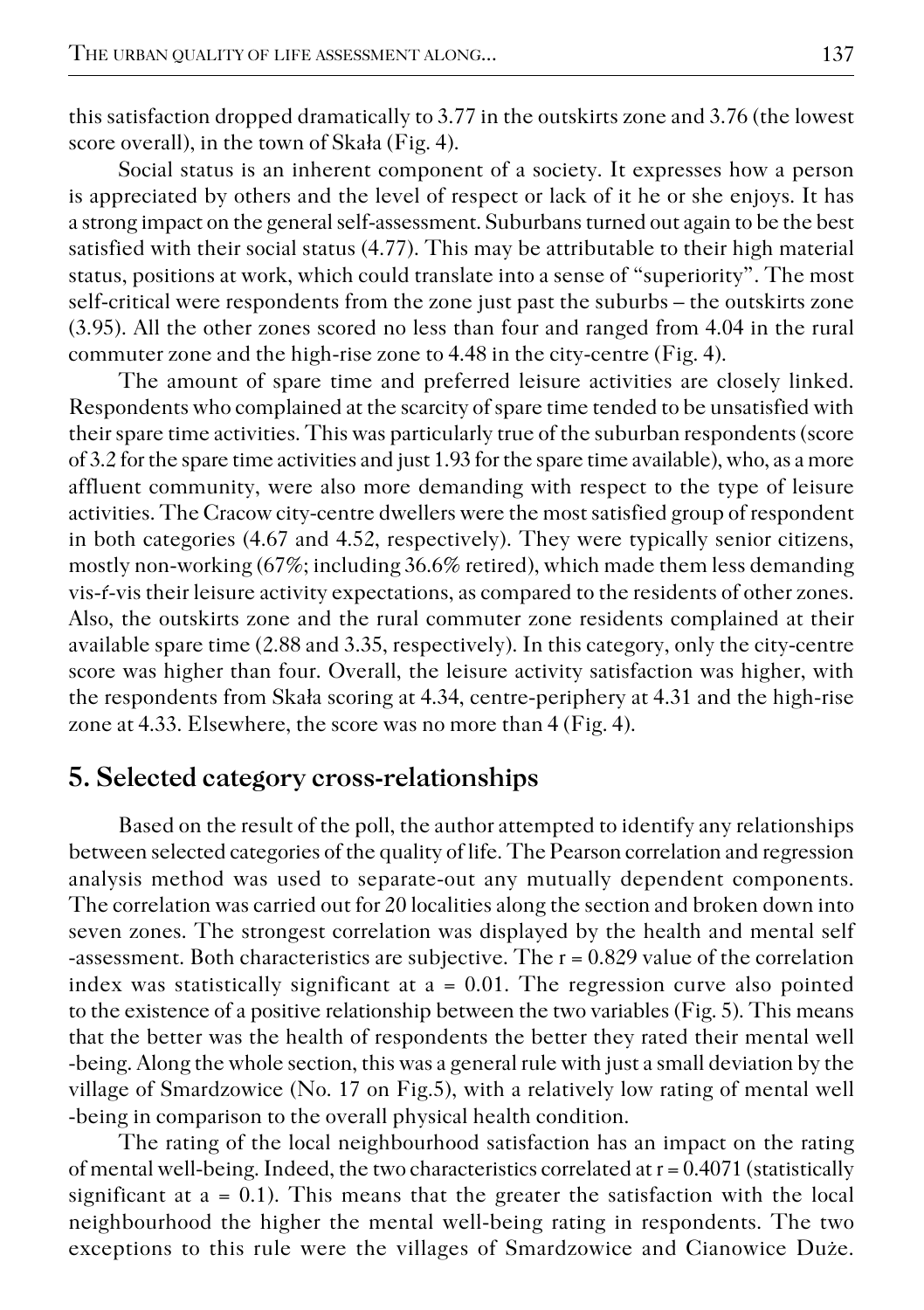this satisfaction dropped dramatically to 3.77 in the outskirts zone and 3.76 (the lowest score overall), in the town of Skała (Fig. 4).

Social status is an inherent component of a society. It expresses how a person is appreciated by others and the level of respect or lack of it he or she enjoys. It has a strong impact on the general self-assessment. Suburbans turned out again to be the best satisfied with their social status (4.77). This may be attributable to their high material status, positions at work, which could translate into a sense of "superiority". The most self-critical were respondents from the zone just past the suburbs – the outskirts zone (3.95). All the other zones scored no less than four and ranged from 4.04 in the rural commuter zone and the high-rise zone to 4.48 in the city-centre (Fig. 4).

The amount of spare time and preferred leisure activities are closely linked. Respondents who complained at the scarcity of spare time tended to be unsatisfied with their spare time activities. This was particularly true of the suburban respondents (score of 3.2 for the spare time activities and just 1.93 for the spare time available), who, as a more affluent community, were also more demanding with respect to the type of leisure activities. The Cracow city-centre dwellers were the most satisfied group of respondent in both categories (4.67 and 4.52, respectively). They were typically senior citizens, mostly non-working (67%; including 36.6% retired), which made them less demanding vis-ŕ-vis their leisure activity expectations, as compared to the residents of other zones. Also, the outskirts zone and the rural commuter zone residents complained at their available spare time (2.88 and 3.35, respectively). In this category, only the city-centre score was higher than four. Overall, the leisure activity satisfaction was higher, with the respondents from Skała scoring at 4.34, centre-periphery at 4.31 and the high-rise zone at 4.33. Elsewhere, the score was no more than 4 (Fig. 4).

## 5. Selected category cross-relationships

Based on the result of the poll, the author attempted to identify any relationships between selected categories of the quality of life. The Pearson correlation and regression analysis method was used to separate-out any mutually dependent components. The correlation was carried out for 20 localities along the section and broken down into seven zones. The strongest correlation was displayed by the health and mental self -assessment. Both characteristics are subjective. The $r = 0.829$ value of the correlation index was statistically significant at $a = 0.01$. The regression curve also pointed to the existence of a positive relationship between the two variables (Fig. 5). This means that the better was the health of respondents the better they rated their mental well -being. Along the whole section, this was a general rule with just a small deviation by the village of Smardzowice (No. 17 on Fig.5), with a relatively low rating of mental well -being in comparison to the overall physical health condition.

The rating of the local neighbourhood satisfaction has an impact on the rating of mental well-being. Indeed, the two characteristics correlated at $r = 0.4071$ (statistically significant at $a = 0.1$). This means that the greater the satisfaction with the local neighbourhood the higher the mental well-being rating in respondents. The two exceptions to this rule were the villages of Smardzowice and Cianowice Duże.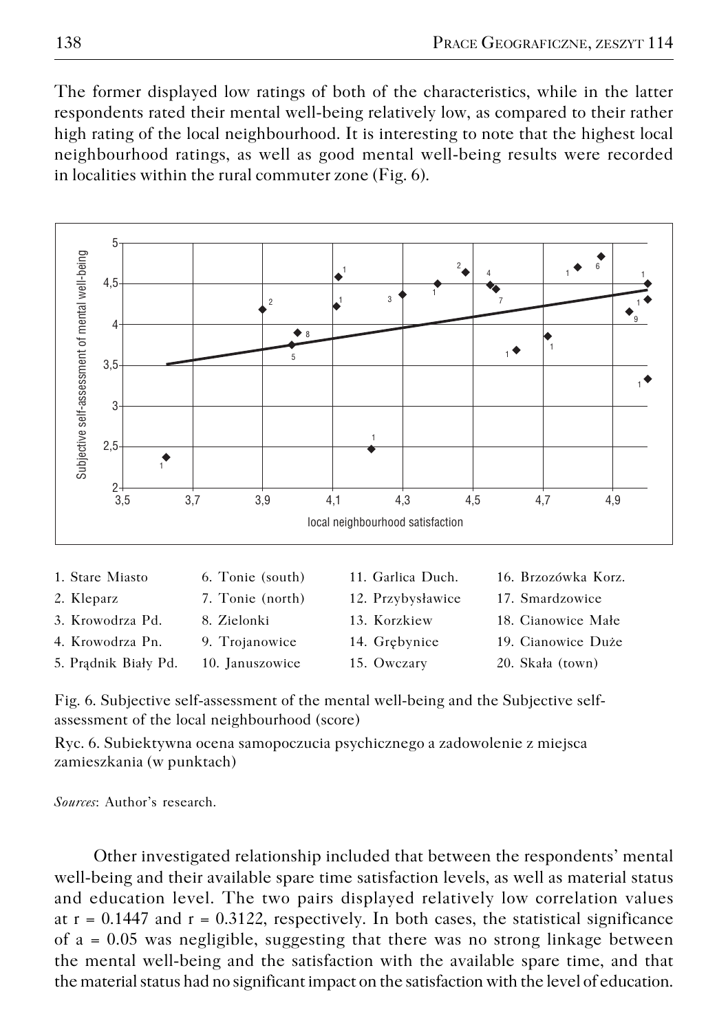The former displayed low ratings of both of the characteristics, while in the latter respondents rated their mental well-being relatively low, as compared to their rather high rating of the local neighbourhood. It is interesting to note that the highest local neighbourhood ratings, as well as good mental well-being results were recorded in localities within the rural commuter zone (Fig. 6).

| 1. Stare Miasto | 6. Tonie (south) | 11. Garlica Duch. | 16. Brzozówka Korz. |
|---|---|---|---|
| 2. Kleparz | 7. Tonie (north) | 12. Przybysławice | 17. Smardzowice |
| 3. Krowodrza Pd. | 8. Zielonki | 13. Korzkiew | 18. Cianowice Małe |
| 4. Krowodrza Pn. | 9. Trojanowice | 14. Grębynice | 19. Cianowice Duże |
| 5. Prądnik Biały Pd. | 10. Januszowice | 15. Owczary | 20. Skała (town) |

Fig. 6. Subjective self-assessment of the mental well-being and the Subjective self-assessment of the local neighbourhood (score)

Ryc. 6. Subiektywna ocena samopoczucia psychicznego a zadowolenie z miejsca zamieszkania (w punktach)

*Sources*: Author's research.

Other investigated relationship included that between the respondents' mental well-being and their available spare time satisfaction levels, as well as material status and education level. The two pairs displayed relatively low correlation values at $r = 0.1447$ and $r = 0.3122$, respectively. In both cases, the statistical significance of $a = 0.05$ was negligible, suggesting that there was no strong linkage between the mental well-being and the satisfaction with the available spare time, and that the material status had no significant impact on the satisfaction with the level of education.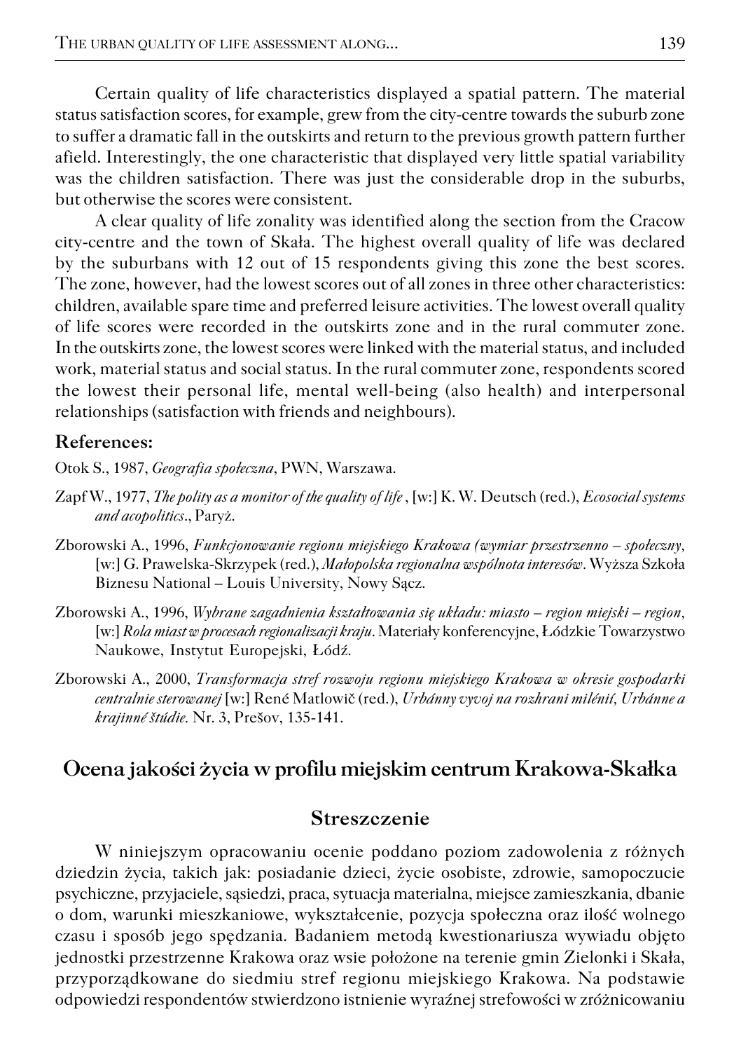Certain quality of life characteristics displayed a spatial pattern. The material status satisfaction scores, for example, grew from the city-centre towards the suburb zone to suffer a dramatic fall in the outskirts and return to the previous growth pattern further afield. Interestingly, the one characteristic that displayed very little spatial variability was the children satisfaction. There was just the considerable drop in the suburbs, but otherwise the scores were consistent.

A clear quality of life zonality was identified along the section from the Cracow city-centre and the town of Skała. The highest overall quality of life was declared by the suburbans with 12 out of 15 respondents giving this zone the best scores. The zone, however, had the lowest scores out of all zones in three other characteristics: children, available spare time and preferred leisure activities. The lowest overall quality of life scores were recorded in the outskirts zone and in the rural commuter zone. In the outskirts zone, the lowest scores were linked with the material status, and included work, material status and social status. In the rural commuter zone, respondents scored the lowest their personal life, mental well-being (also health) and interpersonal relationships (satisfaction with friends and neighbours).

## References:

Otok S., 1987, *Geografia społeczna*, PWN, Warszawa.

Zapf W., 1977, *The polity as a monitor of the quality of life* , [w:] K. W. Deutsch (red.), *Ecosocial systems and acopolitics*., Paryż.

Zborowski A., 1996, *Funkcjonowanie regionu miejskiego Krakowa (wymiar przestrzenno – społeczny,* [w:] G. Prawelska-Skrzypek (red.), *Małopolska regionalna wspólnota interesów*. Wyższa Szkoła Biznesu National – Louis University, Nowy Sącz.

Zborowski A., 1996, *Wybrane zagadnienia kształtowania się układu: miasto – region miejski – region,* [w:] *Rola miast w procesach regionalizacji kraju*. Materiały konferencyjne, Łódzkie Towarzystwo Naukowe, Instytut Europejski, Łódź.

Zborowski A., 2000, *Transformacja stref rozwoju regionu miejskiego Krakowa w okresie gospodarki centralnie sterowanej* [w:] René Matlovič (red.), *Urbánny vyvoj na rozhrani milénií, Urbánne a krajinné štúdie*. Nr. 3, Prešov, 135-141.

# Ocena jakości życia w profilu miejskim centrum Krakowa-Skałka

## Streszczenie

W niniejszym opracowaniu ocenie poddano poziom zadowolenia z różnych dziedzin życia, takich jak: posiadanie dzieci, życie osobiste, zdrowie, samopoczucie psychiczne, przyjaciele, sąsiedzi, praca, sytuacja materialna, miejsce zamieszkania, dbanie o dom, warunki mieszkaniowe, wykształcenie, pozycja społeczna oraz ilość wolnego czasu i sposób jego spędzania. Badaniem metodą kwestionariusza wywiadu objęto jednostki przestrzenne Krakowa oraz wsie położone na terenie gmin Zielonki i Skała, przyporządkowane do siedmiu stref regionu miejskiego Krakowa. Na podstawie odpowiedzi respondentów stwierdzono istnienie wyraźnej strefowości w zróżnicowaniu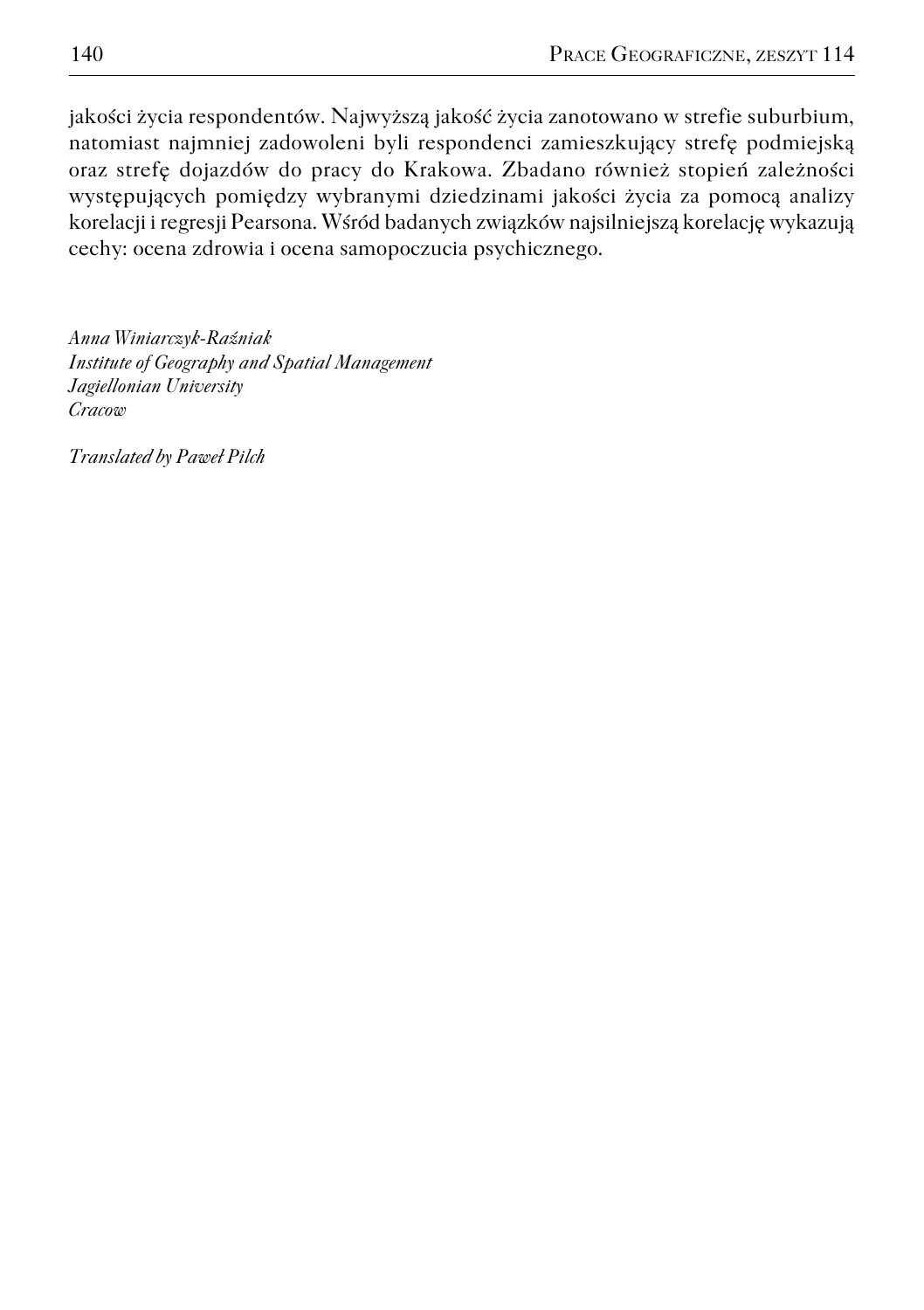jakości życia respondentów. Najwyższą jakość życia zanotowano w strefie suburbium, natomiast najmniej zadowoleni byli respondenci zamieszkujący strefę podmiejską oraz strefę dojazdów do pracy do Krakowa. Zbadano również stopień zależności występujących pomiędzy wybranymi dziedzinami jakości życia za pomocą analizy korelacji i regresji Pearsona. Wśród badanych związków najsilniejszą korelację wykazują cechy: ocena zdrowia i ocena samopoczucia psychicznego.

*Anna Winiarczyk-Raźniak*
*Institute of Geography and Spatial Management*
*Jagiellonian University*
*Cracow*

*Translated by Paweł Pilch*